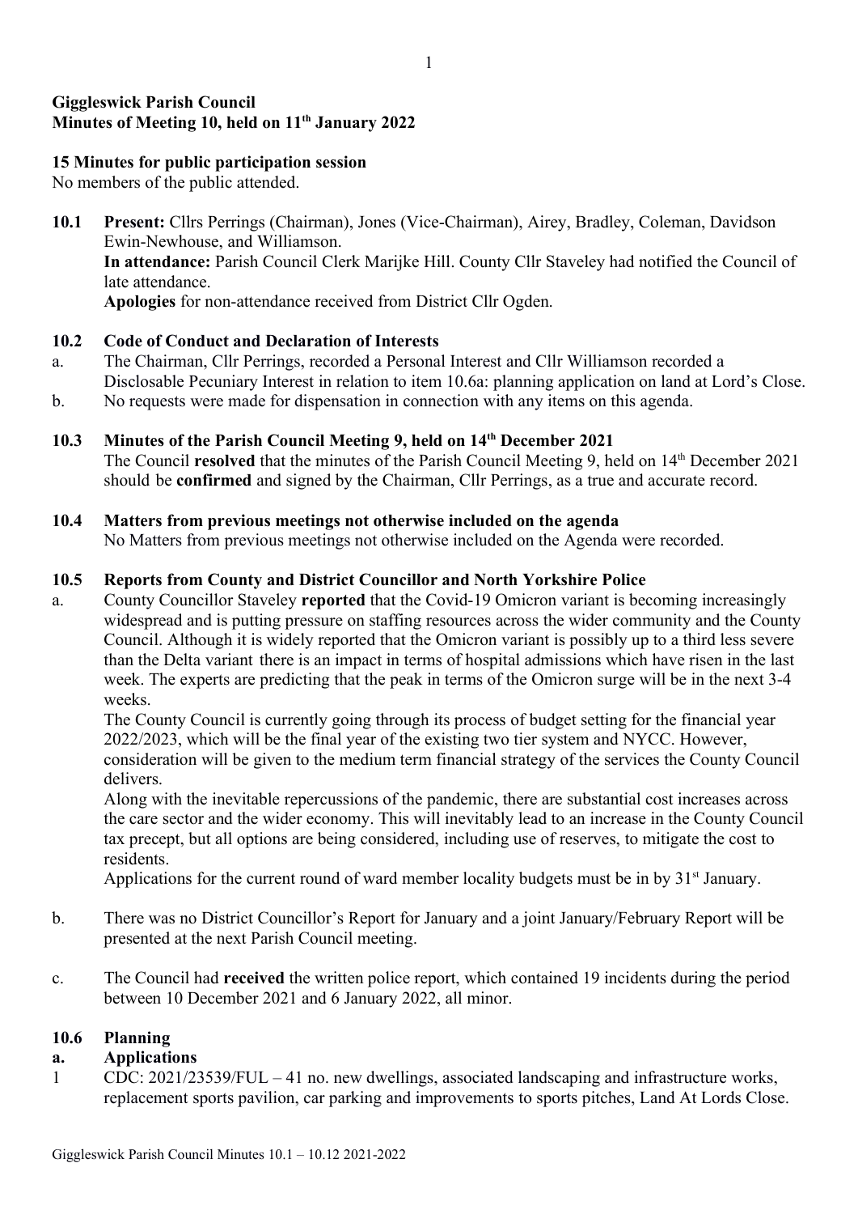**Giggleswick Parish Council**
**Minutes of Meeting 10, held on 11th January 2022**

**15 Minutes for public participation session**
No members of the public attended.

**10.1 Present:** Cllrs Perrings (Chairman), Jones (Vice-Chairman), Airey, Bradley, Coleman, Davidson Ewin-Newhouse, and Williamson.
**In attendance:** Parish Council Clerk Marijke Hill. County Cllr Staveley had notified the Council of late attendance.
**Apologies** for non-attendance received from District Cllr Ogden.

**10.2 Code of Conduct and Declaration of Interests**

a. The Chairman, Cllr Perrings, recorded a Personal Interest and Cllr Williamson recorded a Disclosable Pecuniary Interest in relation to item 10.6a: planning application on land at Lord's Close.

b. No requests were made for dispensation in connection with any items on this agenda.

**10.3 Minutes of the Parish Council Meeting 9, held on 14th December 2021**
The Council **resolved** that the minutes of the Parish Council Meeting 9, held on 14th December 2021 should be **confirmed** and signed by the Chairman, Cllr Perrings, as a true and accurate record.

**10.4 Matters from previous meetings not otherwise included on the agenda**
No Matters from previous meetings not otherwise included on the Agenda were recorded.

**10.5 Reports from County and District Councillor and North Yorkshire Police**

a. County Councillor Staveley **reported** that the Covid-19 Omicron variant is becoming increasingly widespread and is putting pressure on staffing resources across the wider community and the County Council. Although it is widely reported that the Omicron variant is possibly up to a third less severe than the Delta variant there is an impact in terms of hospital admissions which have risen in the last week. The experts are predicting that the peak in terms of the Omicron surge will be in the next 3-4 weeks.
The County Council is currently going through its process of budget setting for the financial year 2022/2023, which will be the final year of the existing two tier system and NYCC. However, consideration will be given to the medium term financial strategy of the services the County Council delivers.
Along with the inevitable repercussions of the pandemic, there are substantial cost increases across the care sector and the wider economy. This will inevitably lead to an increase in the County Council tax precept, but all options are being considered, including use of reserves, to mitigate the cost to residents.
Applications for the current round of ward member locality budgets must be in by 31st January.

b. There was no District Councillor's Report for January and a joint January/February Report will be presented at the next Parish Council meeting.

c. The Council had **received** the written police report, which contained 19 incidents during the period between 10 December 2021 and 6 January 2022, all minor.

**10.6 Planning**

**a. Applications**

1 CDC: 2021/23539/FUL – 41 no. new dwellings, associated landscaping and infrastructure works, replacement sports pavilion, car parking and improvements to sports pitches, Land At Lords Close.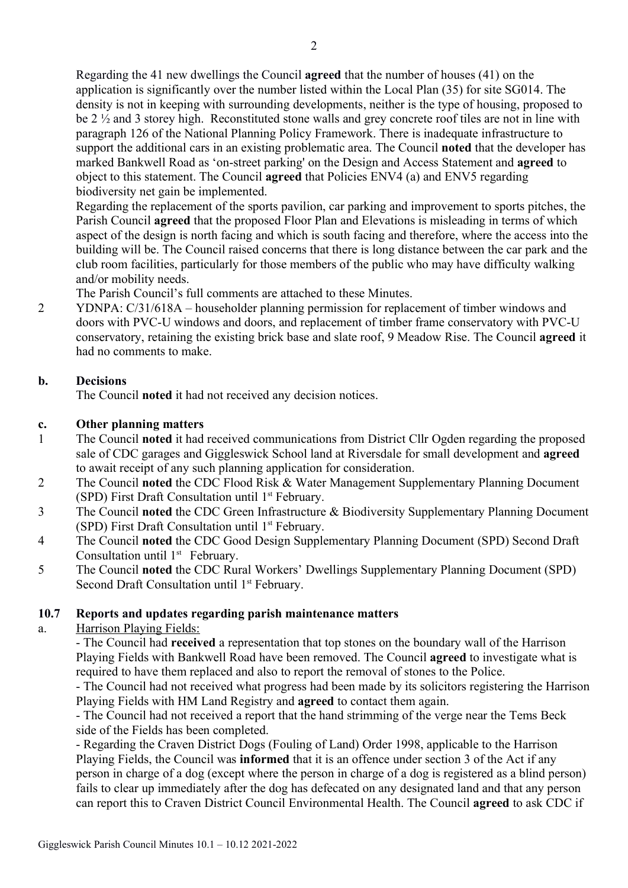Regarding the 41 new dwellings the Council **agreed** that the number of houses (41) on the application is significantly over the number listed within the Local Plan (35) for site SG014. The density is not in keeping with surrounding developments, neither is the type of housing, proposed to be 2 ½ and 3 storey high. Reconstituted stone walls and grey concrete roof tiles are not in line with paragraph 126 of the National Planning Policy Framework. There is inadequate infrastructure to support the additional cars in an existing problematic area. The Council **noted** that the developer has marked Bankwell Road as 'on-street parking' on the Design and Access Statement and **agreed** to object to this statement. The Council **agreed** that Policies ENV4 (a) and ENV5 regarding biodiversity net gain be implemented.

Regarding the replacement of the sports pavilion, car parking and improvement to sports pitches, the Parish Council **agreed** that the proposed Floor Plan and Elevations is misleading in terms of which aspect of the design is north facing and which is south facing and therefore, where the access into the building will be. The Council raised concerns that there is long distance between the car park and the club room facilities, particularly for those members of the public who may have difficulty walking and/or mobility needs.

The Parish Council's full comments are attached to these Minutes.

2 YDNPA: C/31/618A – householder planning permission for replacement of timber windows and doors with PVC-U windows and doors, and replacement of timber frame conservatory with PVC-U conservatory, retaining the existing brick base and slate roof, 9 Meadow Rise. The Council **agreed** it had no comments to make.

**b. Decisions**

The Council **noted** it had not received any decision notices.

**c. Other planning matters**

1 The Council **noted** it had received communications from District Cllr Ogden regarding the proposed sale of CDC garages and Giggleswick School land at Riversdale for small development and **agreed** to await receipt of any such planning application for consideration.

2 The Council **noted** the CDC Flood Risk & Water Management Supplementary Planning Document (SPD) First Draft Consultation until 1st February.

3 The Council **noted** the CDC Green Infrastructure & Biodiversity Supplementary Planning Document (SPD) First Draft Consultation until 1st February.

4 The Council **noted** the CDC Good Design Supplementary Planning Document (SPD) Second Draft Consultation until 1st February.

5 The Council **noted** the CDC Rural Workers' Dwellings Supplementary Planning Document (SPD) Second Draft Consultation until 1st February.

## 10.7 Reports and updates regarding parish maintenance matters

a. Harrison Playing Fields:

- The Council had **received** a representation that top stones on the boundary wall of the Harrison Playing Fields with Bankwell Road have been removed. The Council **agreed** to investigate what is required to have them replaced and also to report the removal of stones to the Police.
- The Council had not received what progress had been made by its solicitors registering the Harrison Playing Fields with HM Land Registry and **agreed** to contact them again.
- The Council had not received a report that the hand strimming of the verge near the Tems Beck side of the Fields has been completed.
- Regarding the Craven District Dogs (Fouling of Land) Order 1998, applicable to the Harrison Playing Fields, the Council was **informed** that it is an offence under section 3 of the Act if any person in charge of a dog (except where the person in charge of a dog is registered as a blind person) fails to clear up immediately after the dog has defecated on any designated land and that any person can report this to Craven District Council Environmental Health. The Council **agreed** to ask CDC if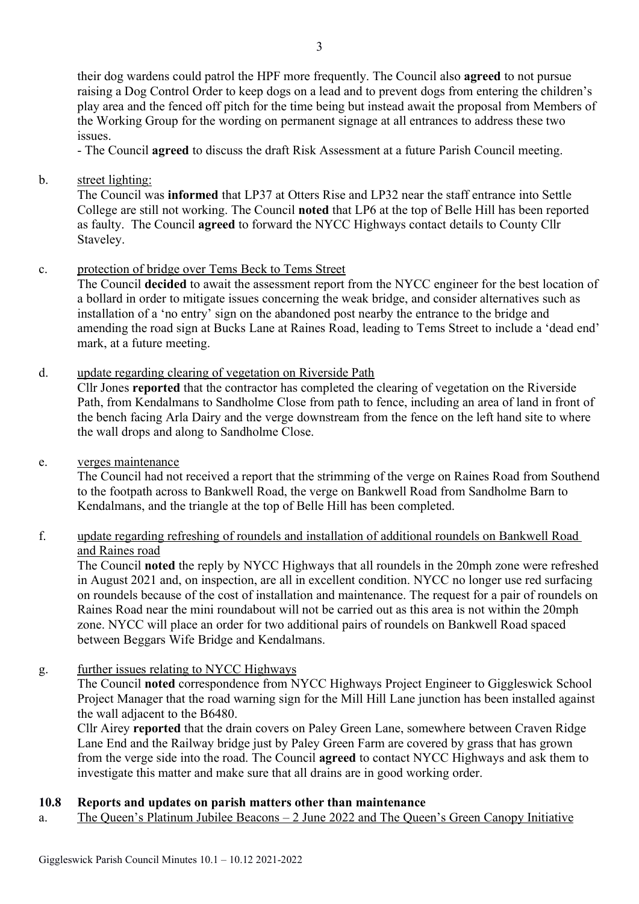their dog wardens could patrol the HPF more frequently. The Council also **agreed** to not pursue raising a Dog Control Order to keep dogs on a lead and to prevent dogs from entering the children's play area and the fenced off pitch for the time being but instead await the proposal from Members of the Working Group for the wording on permanent signage at all entrances to address these two issues.

- The Council **agreed** to discuss the draft Risk Assessment at a future Parish Council meeting.

b. street lighting:

The Council was **informed** that LP37 at Otters Rise and LP32 near the staff entrance into Settle College are still not working. The Council **noted** that LP6 at the top of Belle Hill has been reported as faulty. The Council **agreed** to forward the NYCC Highways contact details to County Cllr Staveley.

c. protection of bridge over Tems Beck to Tems Street

The Council **decided** to await the assessment report from the NYCC engineer for the best location of a bollard in order to mitigate issues concerning the weak bridge, and consider alternatives such as installation of a 'no entry' sign on the abandoned post nearby the entrance to the bridge and amending the road sign at Bucks Lane at Raines Road, leading to Tems Street to include a 'dead end' mark, at a future meeting.

d. update regarding clearing of vegetation on Riverside Path

Cllr Jones **reported** that the contractor has completed the clearing of vegetation on the Riverside Path, from Kendalmans to Sandholme Close from path to fence, including an area of land in front of the bench facing Arla Dairy and the verge downstream from the fence on the left hand site to where the wall drops and along to Sandholme Close.

e. verges maintenance

The Council had not received a report that the strimming of the verge on Raines Road from Southend to the footpath across to Bankwell Road, the verge on Bankwell Road from Sandholme Barn to Kendalmans, and the triangle at the top of Belle Hill has been completed.

f. update regarding refreshing of roundels and installation of additional roundels on Bankwell Road and Raines road

The Council **noted** the reply by NYCC Highways that all roundels in the 20mph zone were refreshed in August 2021 and, on inspection, are all in excellent condition. NYCC no longer use red surfacing on roundels because of the cost of installation and maintenance. The request for a pair of roundels on Raines Road near the mini roundabout will not be carried out as this area is not within the 20mph zone. NYCC will place an order for two additional pairs of roundels on Bankwell Road spaced between Beggars Wife Bridge and Kendalmans.

g. further issues relating to NYCC Highways

The Council **noted** correspondence from NYCC Highways Project Engineer to Giggleswick School Project Manager that the road warning sign for the Mill Hill Lane junction has been installed against the wall adjacent to the B6480.

Cllr Airey **reported** that the drain covers on Paley Green Lane, somewhere between Craven Ridge Lane End and the Railway bridge just by Paley Green Farm are covered by grass that has grown from the verge side into the road. The Council **agreed** to contact NYCC Highways and ask them to investigate this matter and make sure that all drains are in good working order.

**10.8 Reports and updates on parish matters other than maintenance**

a. The Queen's Platinum Jubilee Beacons – 2 June 2022 and The Queen's Green Canopy Initiative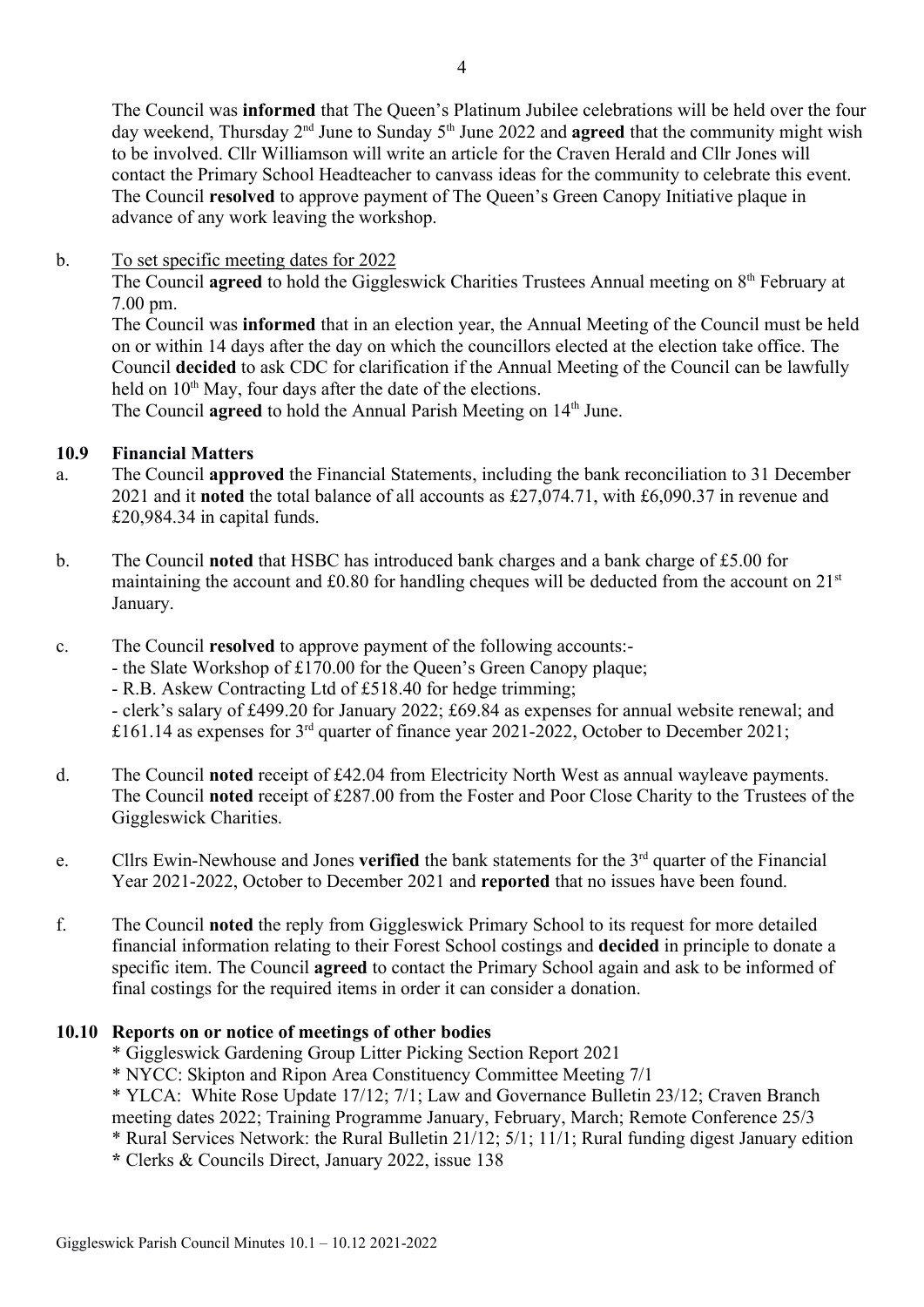The Council was **informed** that The Queen's Platinum Jubilee celebrations will be held over the four day weekend, Thursday 2nd June to Sunday 5th June 2022 and **agreed** that the community might wish to be involved. Cllr Williamson will write an article for the Craven Herald and Cllr Jones will contact the Primary School Headteacher to canvass ideas for the community to celebrate this event. The Council **resolved** to approve payment of The Queen's Green Canopy Initiative plaque in advance of any work leaving the workshop.

b. To set specific meeting dates for 2022

The Council **agreed** to hold the Giggleswick Charities Trustees Annual meeting on 8th February at 7.00 pm.

The Council was **informed** that in an election year, the Annual Meeting of the Council must be held on or within 14 days after the day on which the councillors elected at the election take office. The Council **decided** to ask CDC for clarification if the Annual Meeting of the Council can be lawfully held on 10th May, four days after the date of the elections.

The Council **agreed** to hold the Annual Parish Meeting on 14th June.

### 10.9 Financial Matters

a. The Council **approved** the Financial Statements, including the bank reconciliation to 31 December 2021 and it **noted** the total balance of all accounts as £27,074.71, with £6,090.37 in revenue and £20,984.34 in capital funds.

b. The Council **noted** that HSBC has introduced bank charges and a bank charge of £5.00 for maintaining the account and £0.80 for handling cheques will be deducted from the account on 21st January.

c. The Council **resolved** to approve payment of the following accounts:-
- the Slate Workshop of £170.00 for the Queen's Green Canopy plaque;
- R.B. Askew Contracting Ltd of £518.40 for hedge trimming;
- clerk's salary of £499.20 for January 2022; £69.84 as expenses for annual website renewal; and £161.14 as expenses for 3rd quarter of finance year 2021-2022, October to December 2021;

d. The Council **noted** receipt of £42.04 from Electricity North West as annual wayleave payments. The Council **noted** receipt of £287.00 from the Foster and Poor Close Charity to the Trustees of the Giggleswick Charities.

e. Cllrs Ewin-Newhouse and Jones **verified** the bank statements for the 3rd quarter of the Financial Year 2021-2022, October to December 2021 and **reported** that no issues have been found.

f. The Council **noted** the reply from Giggleswick Primary School to its request for more detailed financial information relating to their Forest School costings and **decided** in principle to donate a specific item. The Council **agreed** to contact the Primary School again and ask to be informed of final costings for the required items in order it can consider a donation.

### 10.10 Reports on or notice of meetings of other bodies

* Giggleswick Gardening Group Litter Picking Section Report 2021
* NYCC: Skipton and Ripon Area Constituency Committee Meeting 7/1
* YLCA: White Rose Update 17/12; 7/1; Law and Governance Bulletin 23/12; Craven Branch meeting dates 2022; Training Programme January, February, March; Remote Conference 25/3
* Rural Services Network: the Rural Bulletin 21/12; 5/1; 11/1; Rural funding digest January edition
* Clerks & Councils Direct, January 2022, issue 138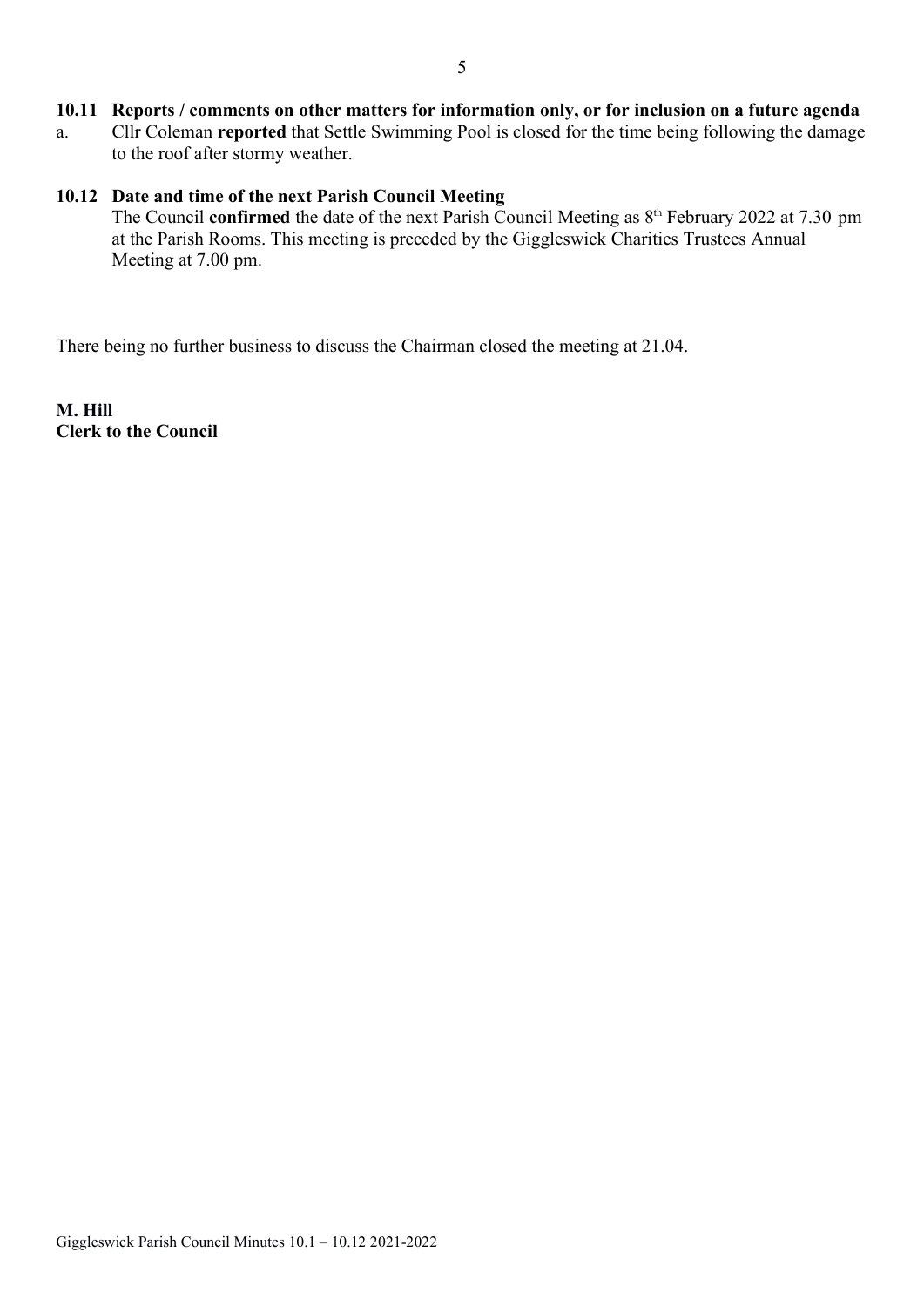### 10.11 Reports / comments on other matters for information only, or for inclusion on a future agenda

a. Cllr Coleman **reported** that Settle Swimming Pool is closed for the time being following the damage to the roof after stormy weather.

### 10.12 Date and time of the next Parish Council Meeting

The Council **confirmed** the date of the next Parish Council Meeting as 8th February 2022 at 7.30 pm at the Parish Rooms. This meeting is preceded by the Giggleswick Charities Trustees Annual Meeting at 7.00 pm.

There being no further business to discuss the Chairman closed the meeting at 21.04.

**M. Hill**
**Clerk to the Council**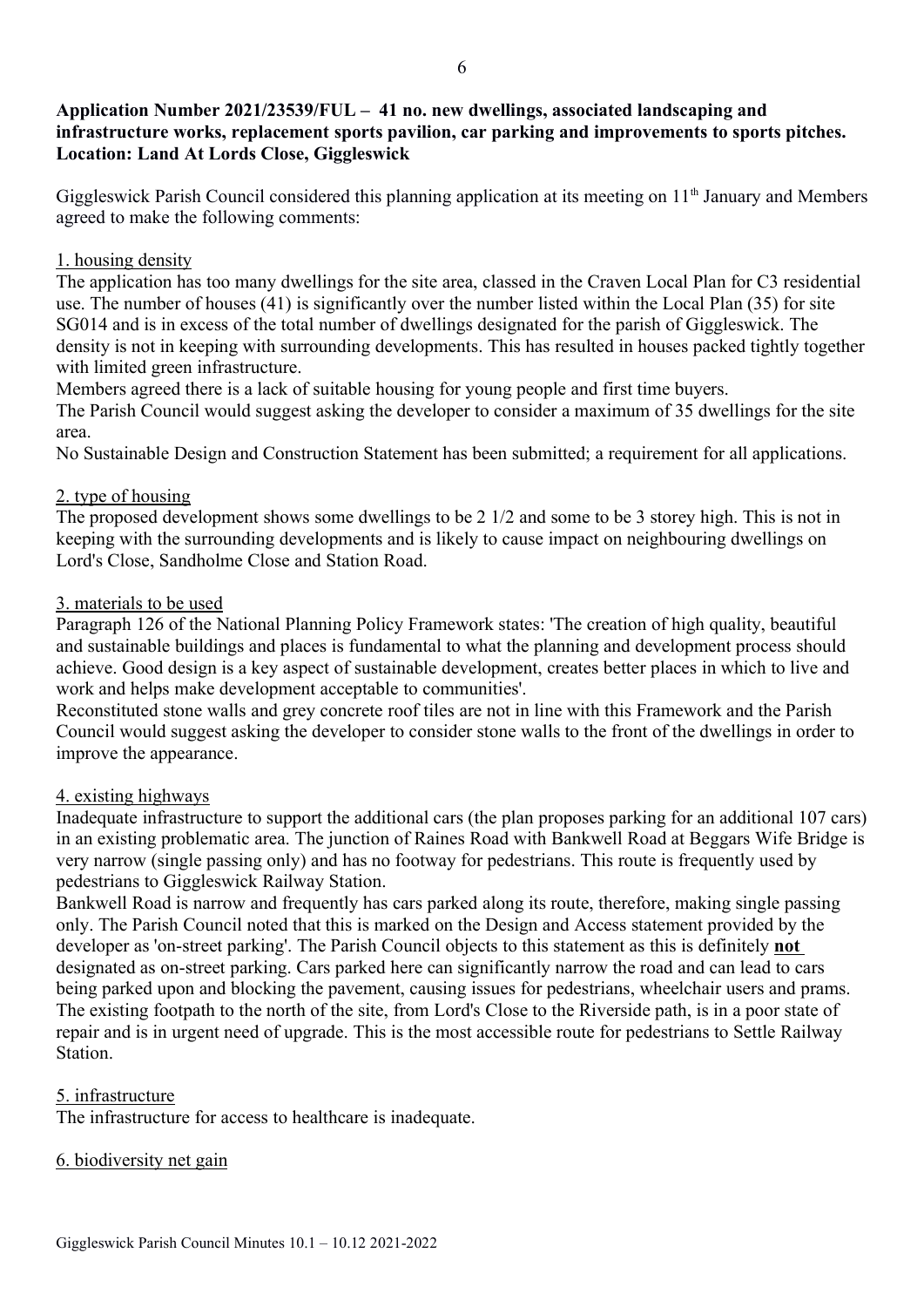**Application Number 2021/23539/FUL – 41 no. new dwellings, associated landscaping and infrastructure works, replacement sports pavilion, car parking and improvements to sports pitches. Location: Land At Lords Close, Giggleswick**

Giggleswick Parish Council considered this planning application at its meeting on 11th January and Members agreed to make the following comments:

1. housing density

The application has too many dwellings for the site area, classed in the Craven Local Plan for C3 residential use. The number of houses (41) is significantly over the number listed within the Local Plan (35) for site SG014 and is in excess of the total number of dwellings designated for the parish of Giggleswick. The density is not in keeping with surrounding developments. This has resulted in houses packed tightly together with limited green infrastructure.

Members agreed there is a lack of suitable housing for young people and first time buyers.

The Parish Council would suggest asking the developer to consider a maximum of 35 dwellings for the site area.

No Sustainable Design and Construction Statement has been submitted; a requirement for all applications.

2. type of housing

The proposed development shows some dwellings to be 2 1/2 and some to be 3 storey high. This is not in keeping with the surrounding developments and is likely to cause impact on neighbouring dwellings on Lord's Close, Sandholme Close and Station Road.

3. materials to be used

Paragraph 126 of the National Planning Policy Framework states: 'The creation of high quality, beautiful and sustainable buildings and places is fundamental to what the planning and development process should achieve. Good design is a key aspect of sustainable development, creates better places in which to live and work and helps make development acceptable to communities'.

Reconstituted stone walls and grey concrete roof tiles are not in line with this Framework and the Parish Council would suggest asking the developer to consider stone walls to the front of the dwellings in order to improve the appearance.

4. existing highways

Inadequate infrastructure to support the additional cars (the plan proposes parking for an additional 107 cars) in an existing problematic area. The junction of Raines Road with Bankwell Road at Beggars Wife Bridge is very narrow (single passing only) and has no footway for pedestrians. This route is frequently used by pedestrians to Giggleswick Railway Station.

Bankwell Road is narrow and frequently has cars parked along its route, therefore, making single passing only. The Parish Council noted that this is marked on the Design and Access statement provided by the developer as 'on-street parking'. The Parish Council objects to this statement as this is definitely **not** designated as on-street parking. Cars parked here can significantly narrow the road and can lead to cars being parked upon and blocking the pavement, causing issues for pedestrians, wheelchair users and prams.

The existing footpath to the north of the site, from Lord's Close to the Riverside path, is in a poor state of repair and is in urgent need of upgrade. This is the most accessible route for pedestrians to Settle Railway Station.

5. infrastructure

The infrastructure for access to healthcare is inadequate.

6. biodiversity net gain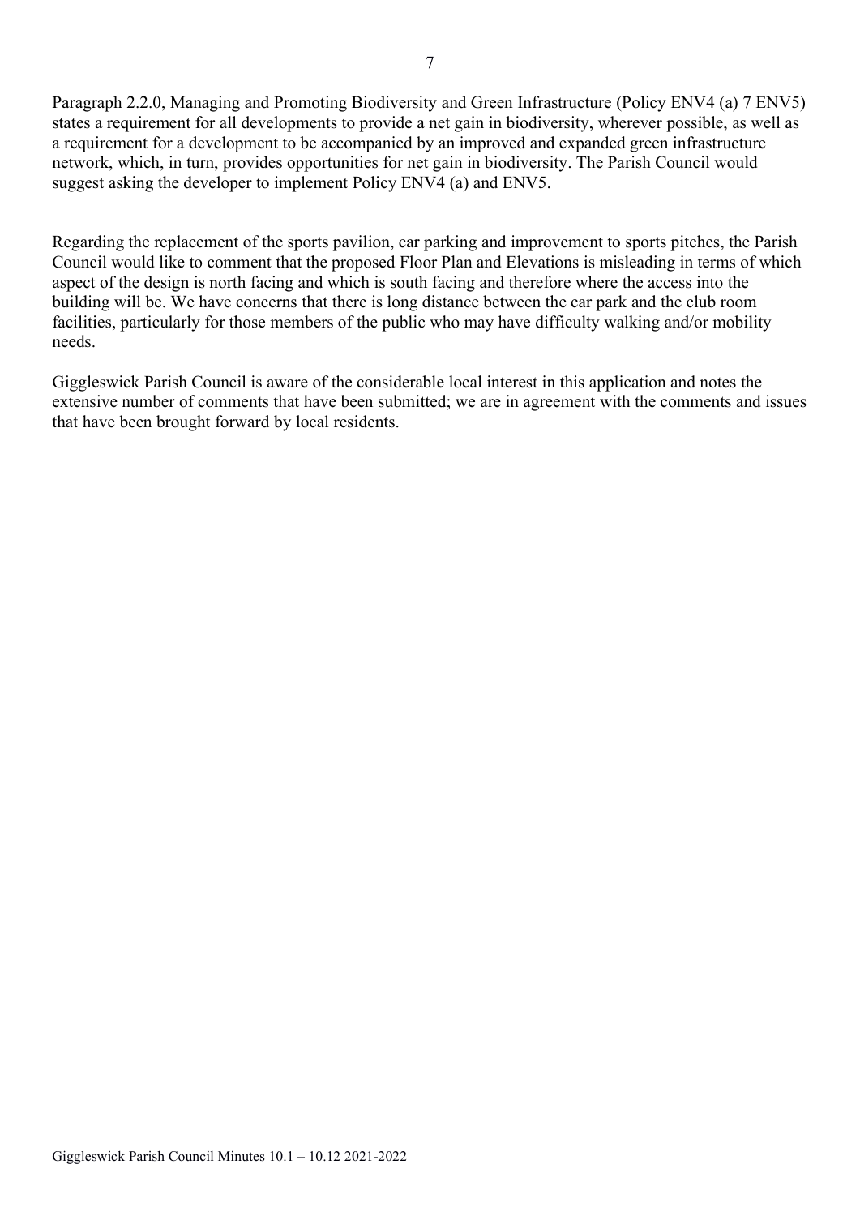Paragraph 2.2.0, Managing and Promoting Biodiversity and Green Infrastructure (Policy ENV4 (a) 7 ENV5) states a requirement for all developments to provide a net gain in biodiversity, wherever possible, as well as a requirement for a development to be accompanied by an improved and expanded green infrastructure network, which, in turn, provides opportunities for net gain in biodiversity. The Parish Council would suggest asking the developer to implement Policy ENV4 (a) and ENV5.

Regarding the replacement of the sports pavilion, car parking and improvement to sports pitches, the Parish Council would like to comment that the proposed Floor Plan and Elevations is misleading in terms of which aspect of the design is north facing and which is south facing and therefore where the access into the building will be. We have concerns that there is long distance between the car park and the club room facilities, particularly for those members of the public who may have difficulty walking and/or mobility needs.

Giggleswick Parish Council is aware of the considerable local interest in this application and notes the extensive number of comments that have been submitted; we are in agreement with the comments and issues that have been brought forward by local residents.